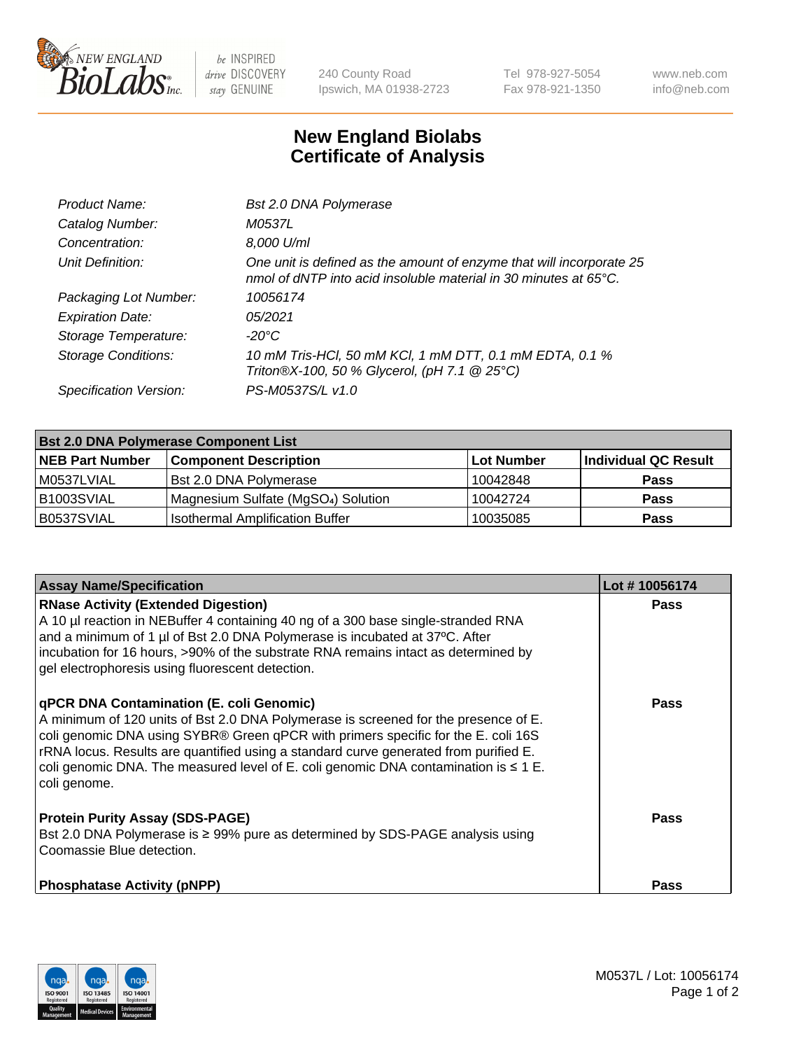New England BioLabs Inc. — be INSPIRED drive DISCOVERY stay GENUINE

240 County Road
Ipswich, MA 01938-2723

Tel 978-927-5054
Fax 978-921-1350

www.neb.com
info@neb.com

# New England Biolabs Certificate of Analysis

| | |
|---|---|
| *Product Name:* | *Bst 2.0 DNA Polymerase* |
| *Catalog Number:* | *M0537L* |
| *Concentration:* | *8,000 U/ml* |
| *Unit Definition:* | *One unit is defined as the amount of enzyme that will incorporate 25 nmol of dNTP into acid insoluble material in 30 minutes at 65°C.* |
| *Packaging Lot Number:* | *10056174* |
| *Expiration Date:* | *05/2021* |
| *Storage Temperature:* | *-20°C* |
| *Storage Conditions:* | *10 mM Tris-HCl, 50 mM KCl, 1 mM DTT, 0.1 mM EDTA, 0.1 % Triton®X-100, 50 % Glycerol, (pH 7.1 @ 25°C)* |
| *Specification Version:* | *PS-M0537S/L v1.0* |

| **Bst 2.0 DNA Polymerase Component List** | | | |
|---|---|---|---|
| **NEB Part Number** | **Component Description** | **Lot Number** | **Individual QC Result** |
| M0537LVIAL | Bst 2.0 DNA Polymerase | 10042848 | **Pass** |
| B1003SVIAL | Magnesium Sulfate ($MgSO_4$) Solution | 10042724 | **Pass** |
| B0537SVIAL | Isothermal Amplification Buffer | 10035085 | **Pass** |

| **Assay Name/Specification** | **Lot # 10056174** |
|---|---|
| **RNase Activity (Extended Digestion)**<br>A 10 µl reaction in NEBuffer 4 containing 40 ng of a 300 base single-stranded RNA and a minimum of 1 µl of Bst 2.0 DNA Polymerase is incubated at 37ºC. After incubation for 16 hours, >90% of the substrate RNA remains intact as determined by gel electrophoresis using fluorescent detection. | **Pass** |
| **qPCR DNA Contamination (E. coli Genomic)**<br>A minimum of 120 units of Bst 2.0 DNA Polymerase is screened for the presence of E. coli genomic DNA using SYBR® Green qPCR with primers specific for the E. coli 16S rRNA locus. Results are quantified using a standard curve generated from purified E. coli genomic DNA. The measured level of E. coli genomic DNA contamination is ≤ 1 E. coli genome. | **Pass** |
| **Protein Purity Assay (SDS-PAGE)**<br>Bst 2.0 DNA Polymerase is ≥ 99% pure as determined by SDS-PAGE analysis using Coomassie Blue detection. | **Pass** |
| **Phosphatase Activity (pNPP)** | **Pass** |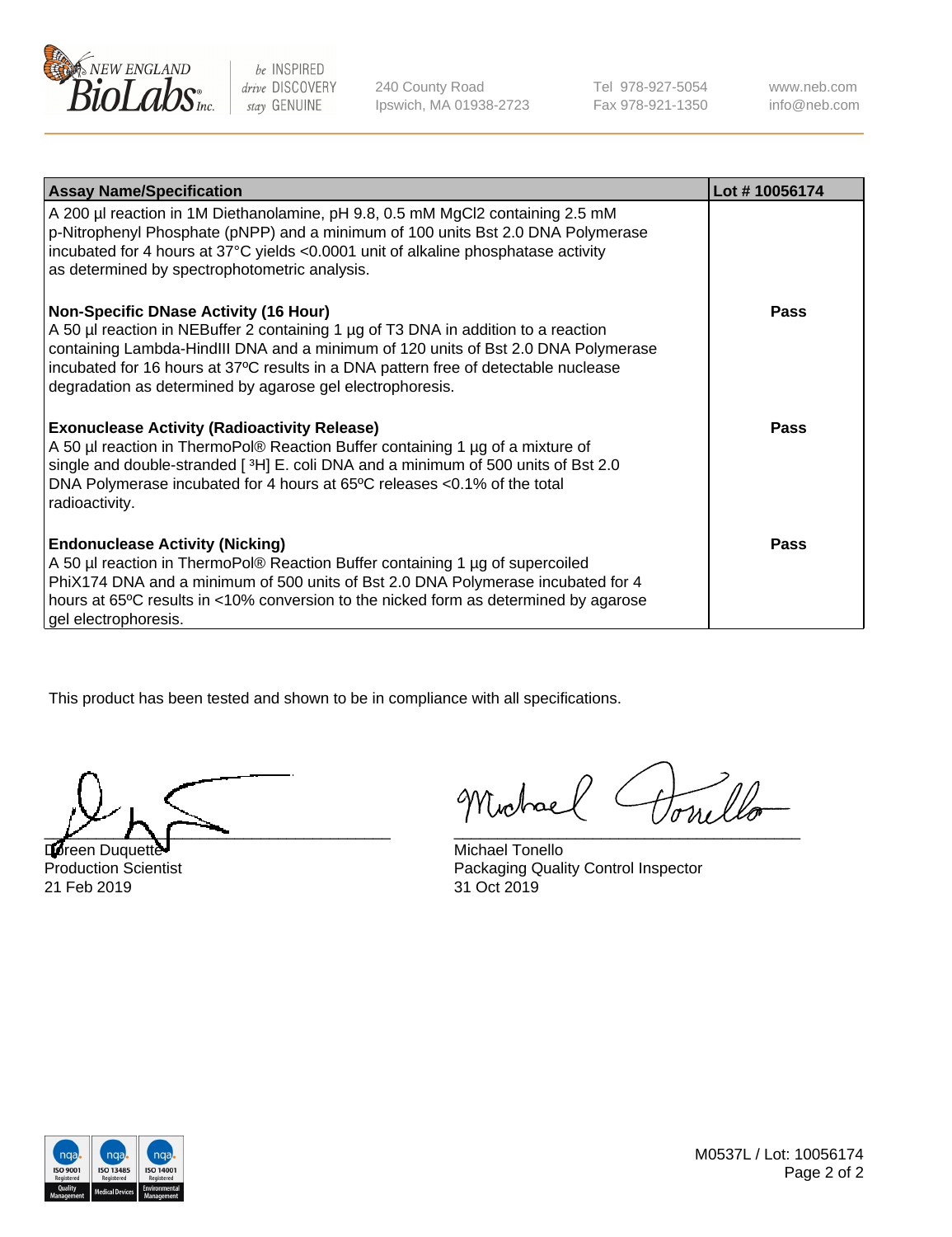| Assay Name/Specification | Lot # 10056174 |
|---|---|
| A 200 µl reaction in 1M Diethanolamine, pH 9.8, 0.5 mM $MgCl_2$ containing 2.5 mM p-Nitrophenyl Phosphate (pNPP) and a minimum of 100 units Bst 2.0 DNA Polymerase incubated for 4 hours at 37°C yields <0.0001 unit of alkaline phosphatase activity as determined by spectrophotometric analysis. | |
| **Non-Specific DNase Activity (16 Hour)** A 50 µl reaction in NEBuffer 2 containing 1 µg of T3 DNA in addition to a reaction containing Lambda-HindIII DNA and a minimum of 120 units of Bst 2.0 DNA Polymerase incubated for 16 hours at 37ºC results in a DNA pattern free of detectable nuclease degradation as determined by agarose gel electrophoresis. | **Pass** |
| **Exonuclease Activity (Radioactivity Release)** A 50 µl reaction in ThermoPol® Reaction Buffer containing 1 µg of a mixture of single and double-stranded [$^3$H] E. coli DNA and a minimum of 500 units of Bst 2.0 DNA Polymerase incubated for 4 hours at 65ºC releases <0.1% of the total radioactivity. | **Pass** |
| **Endonuclease Activity (Nicking)** A 50 µl reaction in ThermoPol® Reaction Buffer containing 1 µg of supercoiled PhiX174 DNA and a minimum of 500 units of Bst 2.0 DNA Polymerase incubated for 4 hours at 65ºC results in <10% conversion to the nicked form as determined by agarose gel electrophoresis. | **Pass** |

This product has been tested and shown to be in compliance with all specifications.

Doreen Duquette
Production Scientist
21 Feb 2019

Michael Tonello
Packaging Quality Control Inspector
31 Oct 2019

M0537L / Lot: 10056174